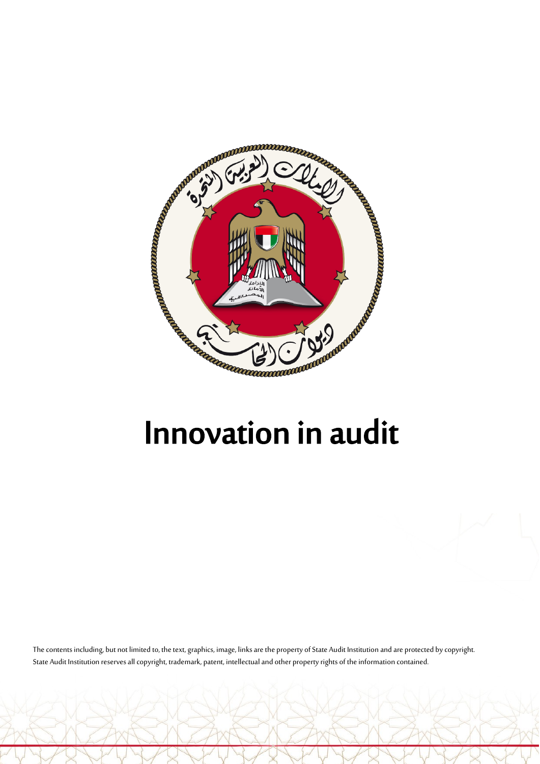# Innovation in audit

The contents including, but not limited to, the text, graphics, image, links are the property of State Audit Institution and are protected by copyright. State Audit Institution reserves all copyright, trademark, patent, intellectual and other property rights of the information contained.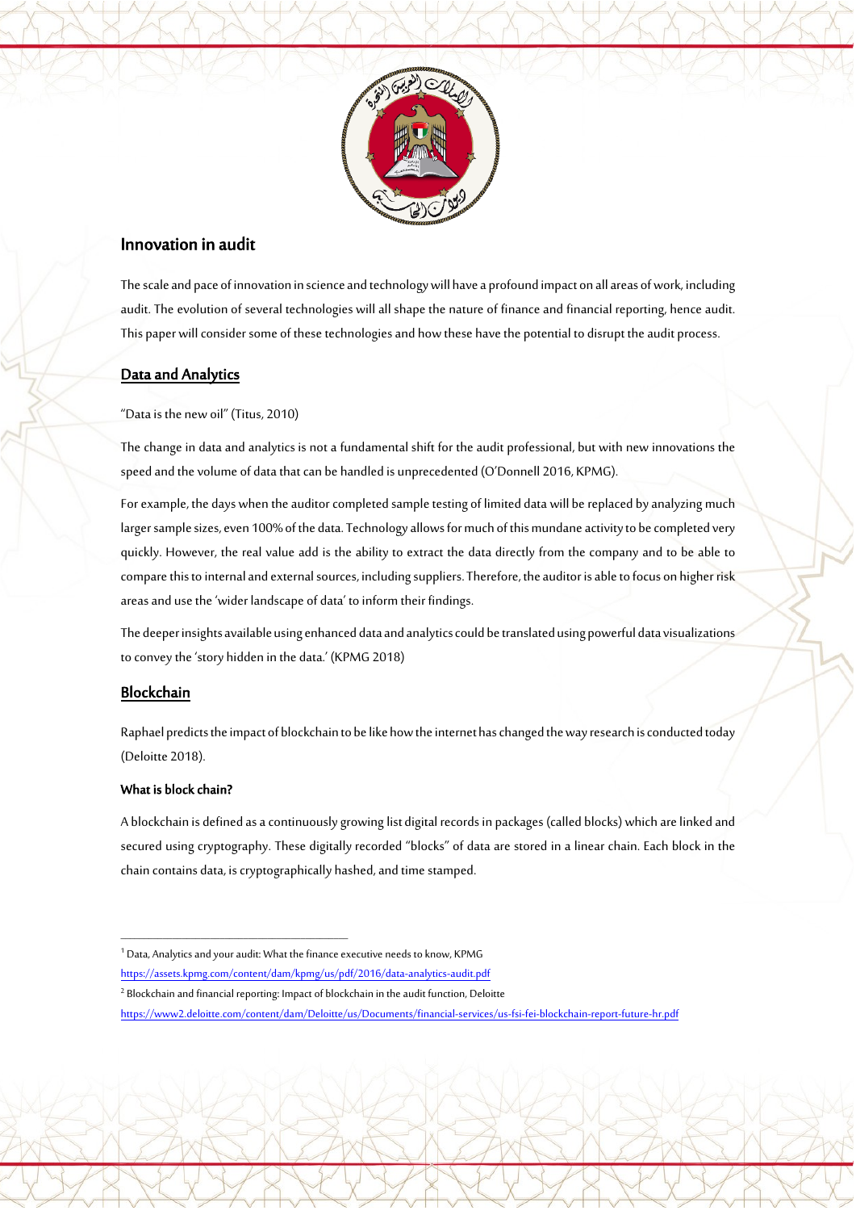## Innovation in audit

The scale and pace of innovation in science and technology will have a profound impact on all areas of work, including audit. The evolution of several technologies will all shape the nature of finance and financial reporting, hence audit. This paper will consider some of these technologies and how these have the potential to disrupt the audit process.

### Data and Analytics

"Data is the new oil" (Titus, 2010)

The change in data and analytics is not a fundamental shift for the audit professional, but with new innovations the speed and the volume of data that can be handled is unprecedented (O'Donnell 2016, KPMG).

For example, the days when the auditor completed sample testing of limited data will be replaced by analyzing much larger sample sizes, even 100% of the data. Technology allows for much of this mundane activity to be completed very quickly. However, the real value add is the ability to extract the data directly from the company and to be able to compare this to internal and external sources, including suppliers. Therefore, the auditor is able to focus on higher risk areas and use the 'wider landscape of data' to inform their findings.

The deeper insights available using enhanced data and analytics could be translated using powerful data visualizations to convey the 'story hidden in the data.' (KPMG 2018)

### Blockchain

Raphael predicts the impact of blockchain to be like how the internet has changed the way research is conducted today (Deloitte 2018).

#### What is block chain?

A blockchain is defined as a continuously growing list digital records in packages (called blocks) which are linked and secured using cryptography. These digitally recorded "blocks" of data are stored in a linear chain. Each block in the chain contains data, is cryptographically hashed, and time stamped.

---

[1] Data, Analytics and your audit: What the finance executive needs to know, KPMG
https://assets.kpmg.com/content/dam/kpmg/us/pdf/2016/data-analytics-audit.pdf

[2] Blockchain and financial reporting: Impact of blockchain in the audit function, Deloitte
https://www2.deloitte.com/content/dam/Deloitte/us/Documents/financial-services/us-fsi-fei-blockchain-report-future-hr.pdf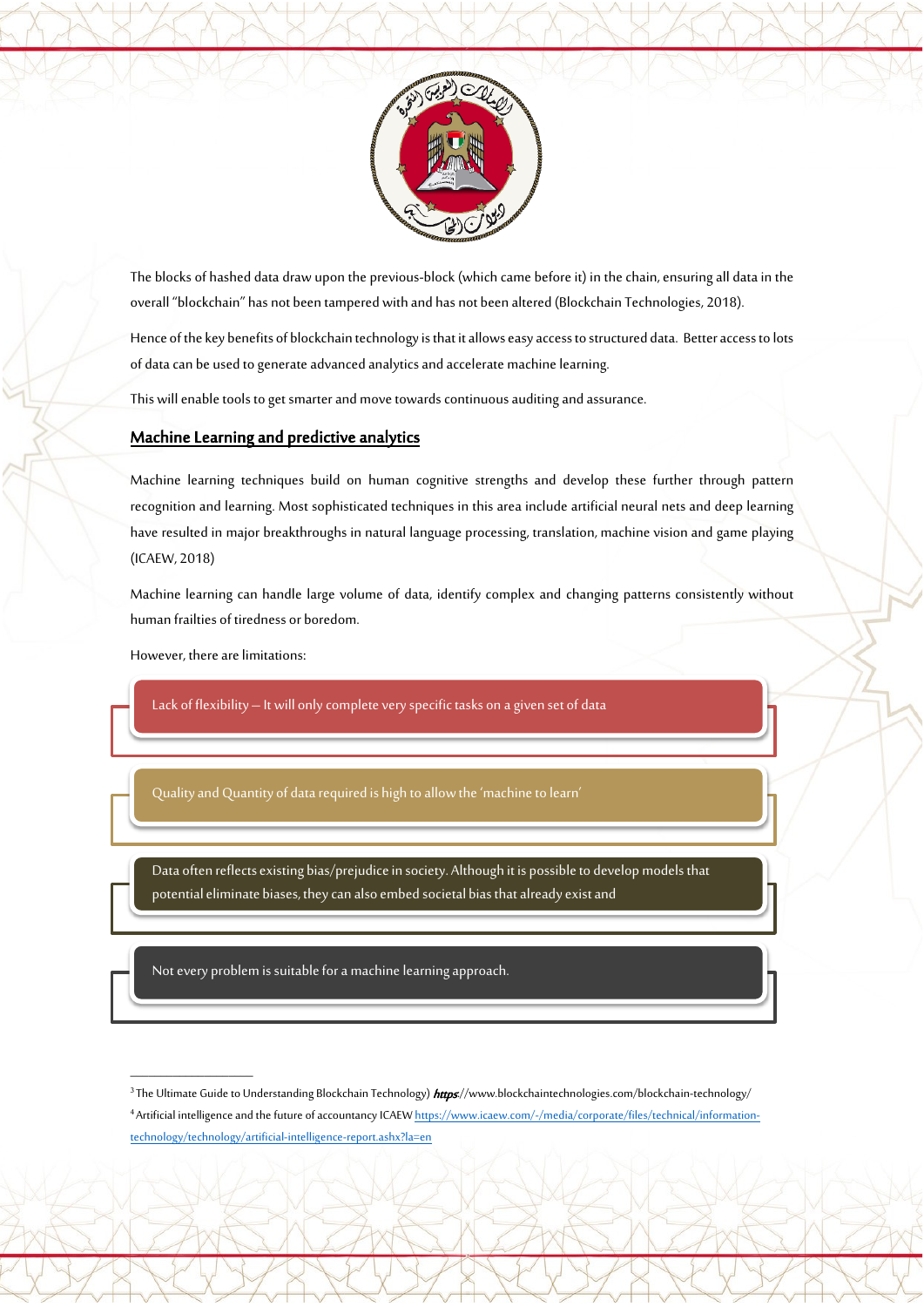The blocks of hashed data draw upon the previous-block (which came before it) in the chain, ensuring all data in the overall "blockchain" has not been tampered with and has not been altered (Blockchain Technologies, 2018).

Hence of the key benefits of blockchain technology is that it allows easy access to structured data. Better access to lots of data can be used to generate advanced analytics and accelerate machine learning.

This will enable tools to get smarter and move towards continuous auditing and assurance.

## Machine Learning and predictive analytics

Machine learning techniques build on human cognitive strengths and develop these further through pattern recognition and learning. Most sophisticated techniques in this area include artificial neural nets and deep learning have resulted in major breakthroughs in natural language processing, translation, machine vision and game playing (ICAEW, 2018)

Machine learning can handle large volume of data, identify complex and changing patterns consistently without human frailties of tiredness or boredom.

However, there are limitations:

- Lack of flexibility – It will only complete very specific tasks on a given set of data
- Quality and Quantity of data required is high to allow the 'machine to learn'
- Data often reflects existing bias/prejudice in society. Although it is possible to develop models that potential eliminate biases, they can also embed societal bias that already exist and
- Not every problem is suitable for a machine learning approach.

---

[3] The Ultimate Guide to Understanding Blockchain Technology) *https*://www.blockchaintechnologies.com/blockchain-technology/

[4] Artificial intelligence and the future of accountancy ICAEW https://www.icaew.com/-/media/corporate/files/technical/information-technology/technology/artificial-intelligence-report.ashx?la=en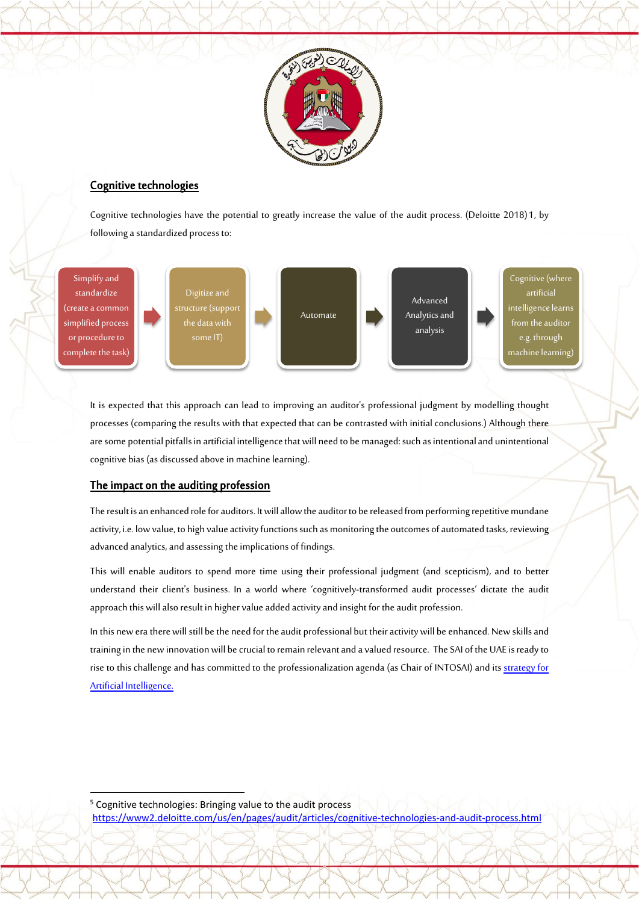## Cognitive technologies

Cognitive technologies have the potential to greatly increase the value of the audit process. (Deloitte 2018)1, by following a standardized process to:

Simplify and standardize (create a common simplified process or procedure to complete the task)

Digitize and structure (support the data with some IT)

Automate

Advanced Analytics and analysis

Cognitive (where artificial intelligence learns from the auditor e.g. through machine learning)

It is expected that this approach can lead to improving an auditor's professional judgment by modelling thought processes (comparing the results with that expected that can be contrasted with initial conclusions.) Although there are some potential pitfalls in artificial intelligence that will need to be managed: such as intentional and unintentional cognitive bias (as discussed above in machine learning).

## The impact on the auditing profession

The result is an enhanced role for auditors. It will allow the auditor to be released from performing repetitive mundane activity, i.e. low value, to high value activity functions such as monitoring the outcomes of automated tasks, reviewing advanced analytics, and assessing the implications of findings.

This will enable auditors to spend more time using their professional judgment (and scepticism), and to better understand their client's business. In a world where 'cognitively-transformed audit processes' dictate the audit approach this will also result in higher value added activity and insight for the audit profession.

In this new era there will still be the need for the audit professional but their activity will be enhanced. New skills and training in the new innovation will be crucial to remain relevant and a valued resource. The SAI of the UAE is ready to rise to this challenge and has committed to the professionalization agenda (as Chair of INTOSAI) and its strategy for Artificial Intelligence.

[5] Cognitive technologies: Bringing value to the audit process
https://www2.deloitte.com/us/en/pages/audit/articles/cognitive-technologies-and-audit-process.html